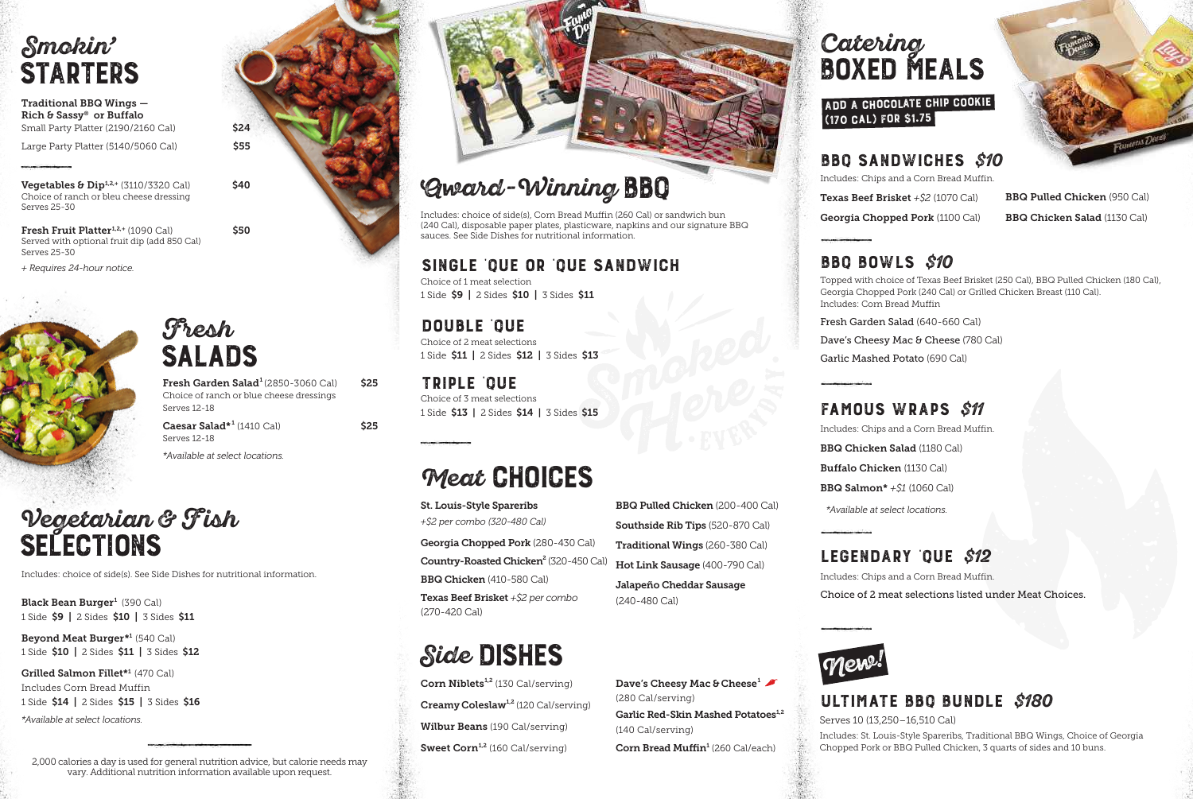# Smokin' STARTERS

**Traditional BBQ Wings — Rich & Sassy® or Buffalo**

Small Party Platter (2190/2160 Cal) **$24**

Large Party Platter (5140/5060 Cal) **$55**

**Vegetables & Dip**[1,2,+] (3110/3320 Cal) **$40**
Choice of ranch or bleu cheese dressing
Serves 25-30

**Fresh Fruit Platter**[1,2,+] (1090 Cal) **$50**
Served with optional fruit dip (add 850 Cal)
Serves 25-30

*+ Requires 24-hour notice.*

# Fresh SALADS

**Fresh Garden Salad**[1] (2850-3060 Cal) **$25**
Choice of ranch or blue cheese dressings
Serves 12-18

**Caesar Salad***[1] (1410 Cal) **$25**
Serves 12-18

*\*Available at select locations.*

# Vegetarian & Fish SELECTIONS

Includes: choice of side(s). See Side Dishes for nutritional information.

**Black Bean Burger**[1] (390 Cal)
1 Side **$9** | 2 Sides **$10** | 3 Sides **$11**

**Beyond Meat Burger***[1] (540 Cal)
1 Side **$10** | 2 Sides **$11** | 3 Sides **$12**

**Grilled Salmon Fillet***[1] (470 Cal)
Includes Corn Bread Muffin
1 Side **$14** | 2 Sides **$15** | 3 Sides **$16**

*\*Available at select locations.*

2,000 calories a day is used for general nutrition advice, but calorie needs may vary. Additional nutrition information available upon request.

# Award-Winning BBQ

Includes: choice of side(s), Corn Bread Muffin (260 Cal) or sandwich bun (240 Cal), disposable paper plates, plasticware, napkins and our signature BBQ sauces. See Side Dishes for nutritional information.

## SINGLE 'QUE OR 'QUE SANDWICH

Choice of 1 meat selection
1 Side **$9** | 2 Sides **$10** | 3 Sides **$11**

## DOUBLE 'QUE

Choice of 2 meat selections
1 Side **$11** | 2 Sides **$12** | 3 Sides **$13**

## TRIPLE 'QUE

Choice of 3 meat selections
1 Side **$13** | 2 Sides **$14** | 3 Sides **$15**

# Meat CHOICES

**St. Louis-Style Spareribs**
*+$2 per combo (320-480 Cal)*

**Georgia Chopped Pork** (280-430 Cal)

**Country-Roasted Chicken**[2] (320-450 Cal)

**BBQ Chicken** (410-580 Cal)

**Texas Beef Brisket** *+$2 per combo* (270-420 Cal)

**BBQ Pulled Chicken** (200-400 Cal)

**Southside Rib Tips** (520-870 Cal)

**Traditional Wings** (260-380 Cal)

**Hot Link Sausage** (400-790 Cal)

**Jalapeño Cheddar Sausage** (240-480 Cal)

# Side DISHES

**Corn Niblets**[1,2] (130 Cal/serving)

**Creamy Coleslaw**[1,2] (120 Cal/serving)

**Wilbur Beans** (190 Cal/serving)

**Sweet Corn**[1,2] (160 Cal/serving)

**Dave's Cheesy Mac & Cheese**[1] (280 Cal/serving)

**Garlic Red-Skin Mashed Potatoes**[1,2] (140 Cal/serving)

**Corn Bread Muffin**[1] (260 Cal/each)

# Catering BOXED MEALS

**ADD A CHOCOLATE CHIP COOKIE (170 CAL) FOR $1.75**

## BBQ SANDWICHES $10

Includes: Chips and a Corn Bread Muffin.

**Texas Beef Brisket** *+$2* (1070 Cal)

**Georgia Chopped Pork** (1100 Cal)

**BBQ Pulled Chicken** (950 Cal)

**BBQ Chicken Salad** (1130 Cal)

## BBQ BOWLS $10

Topped with choice of Texas Beef Brisket (250 Cal), BBQ Pulled Chicken (180 Cal), Georgia Chopped Pork (240 Cal) or Grilled Chicken Breast (110 Cal).
Includes: Corn Bread Muffin

Fresh Garden Salad (640-660 Cal)

Dave's Cheesy Mac & Cheese (780 Cal)

Garlic Mashed Potato (690 Cal)

## FAMOUS WRAPS $11

Includes: Chips and a Corn Bread Muffin.

**BBQ Chicken Salad** (1180 Cal)

**Buffalo Chicken** (1130 Cal)

**BBQ Salmon*** *+$1* (1060 Cal)

*\*Available at select locations.*

## LEGENDARY 'QUE $12

Includes: Chips and a Corn Bread Muffin.

Choice of 2 meat selections listed under Meat Choices.

**New!**

## ULTIMATE BBQ BUNDLE $180

Serves 10 (13,250–16,510 Cal)

Includes: St. Louis-Style Spareribs, Traditional BBQ Wings, Choice of Georgia Chopped Pork or BBQ Pulled Chicken, 3 quarts of sides and 10 buns.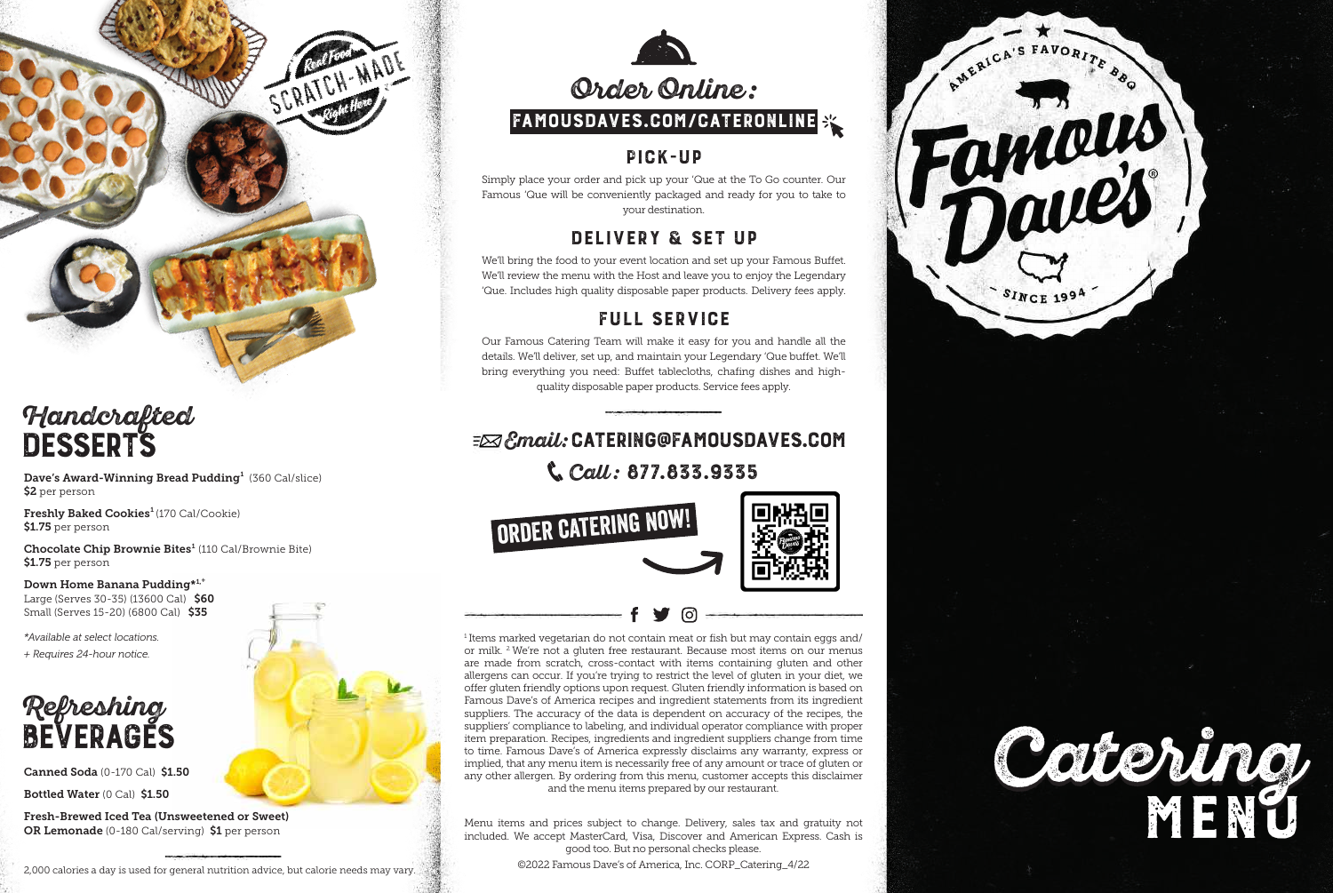Real Food
SCRATCH-MADE
Right Here

## Handcrafted DESSERTS

**Dave's Award-Winning Bread Pudding**[1] (360 Cal/slice)
**$2** per person

**Freshly Baked Cookies**[1] (170 Cal/Cookie)
**$1.75** per person

**Chocolate Chip Brownie Bites**[1] (110 Cal/Brownie Bite)
**$1.75** per person

**Down Home Banana Pudding***[1,+]
Large (Serves 30-35) (13600 Cal) **$60**
Small (Serves 15-20) (6800 Cal) **$35**

*\*Available at select locations.*

*+ Requires 24-hour notice.*

## Refreshing BEVERAGES

**Canned Soda** (0-170 Cal) **$1.50**

**Bottled Water** (0 Cal) **$1.50**

**Fresh-Brewed Iced Tea (Unsweetened or Sweet) OR Lemonade** (0-180 Cal/serving) **$1** per person

2,000 calories a day is used for general nutrition advice, but calorie needs may vary.

## Order Online:

**FAMOUSDAVES.COM/CATERONLINE**

### PICK-UP

Simply place your order and pick up your 'Que at the To Go counter. Our Famous 'Que will be conveniently packaged and ready for you to take to your destination.

### DELIVERY & SET UP

We'll bring the food to your event location and set up your Famous Buffet. We'll review the menu with the Host and leave you to enjoy the Legendary 'Que. Includes high quality disposable paper products. Delivery fees apply.

### FULL SERVICE

Our Famous Catering Team will make it easy for you and handle all the details. We'll deliver, set up, and maintain your Legendary 'Que buffet. We'll bring everything you need: Buffet tablecloths, chafing dishes and high-quality disposable paper products. Service fees apply.

**Email: CATERING@FAMOUSDAVES.COM**

**Call: 877.833.9335**

**ORDER CATERING NOW!**

[1] Items marked vegetarian do not contain meat or fish but may contain eggs and/or milk. [2] We're not a gluten free restaurant. Because most items on our menus are made from scratch, cross-contact with items containing gluten and other allergens can occur. If you're trying to restrict the level of gluten in your diet, we offer gluten friendly options upon request. Gluten friendly information is based on Famous Dave's of America recipes and ingredient statements from its ingredient suppliers. The accuracy of the data is dependent on accuracy of the recipes, the suppliers' compliance to labeling, and individual operator compliance with proper item preparation. Recipes, ingredients and ingredient suppliers change from time to time. Famous Dave's of America expressly disclaims any warranty, express or implied, that any menu item is necessarily free of any amount or trace of gluten or any other allergen. By ordering from this menu, customer accepts this disclaimer and the menu items prepared by our restaurant.

Menu items and prices subject to change. Delivery, sales tax and gratuity not included. We accept MasterCard, Visa, Discover and American Express. Cash is good too. But no personal checks please.

©2022 Famous Dave's of America, Inc. CORP_Catering_4/22

AMERICA'S FAVORITE BBQ

# Famous Dave's®

SINCE 1994

# Catering MENU